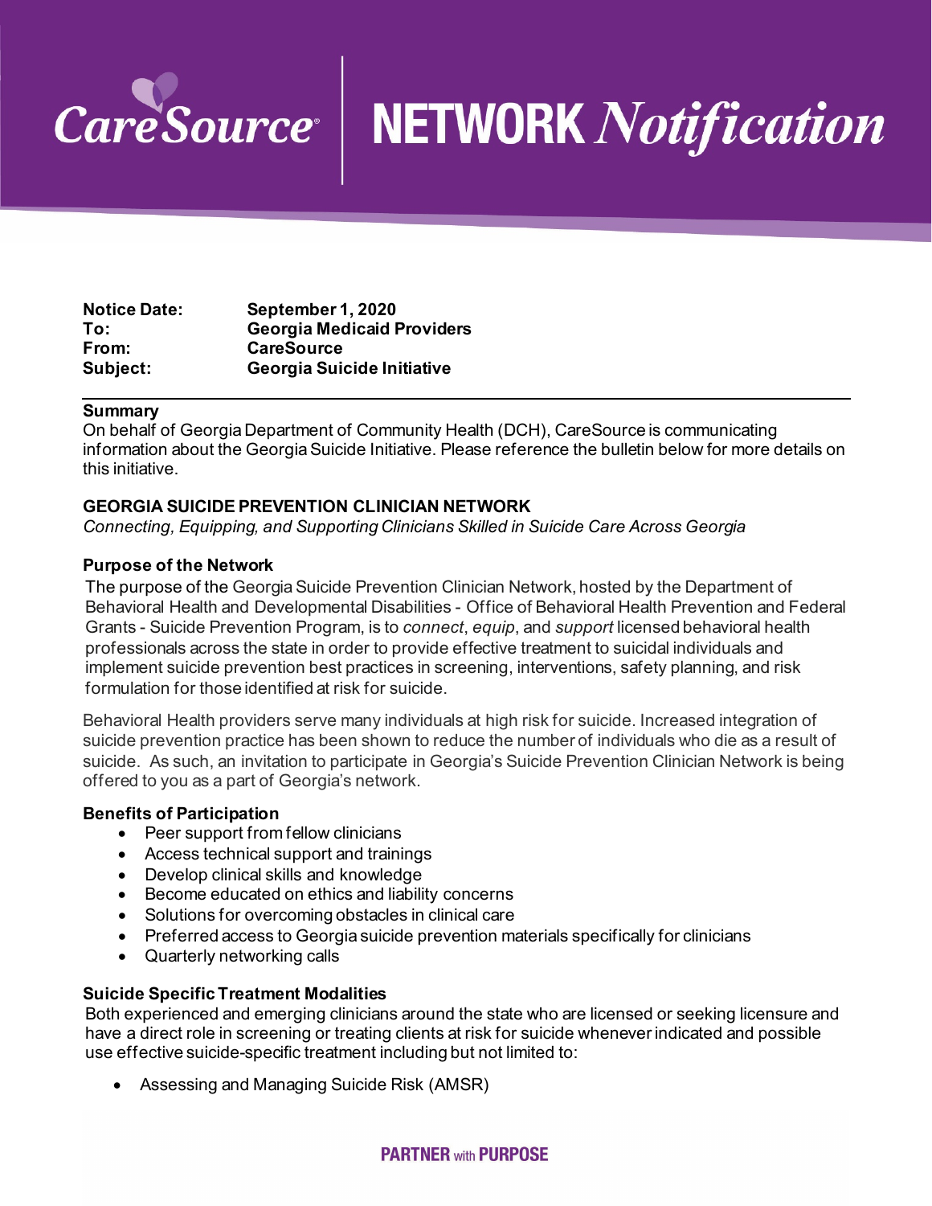# CareSource NETWORK *Notification*

| | |
|---|---|
| **Notice Date:** | **September 1, 2020** |
| **To:** | **Georgia Medicaid Providers** |
| **From:** | **CareSource** |
| **Subject:** | **Georgia Suicide Initiative** |

## Summary

On behalf of Georgia Department of Community Health (DCH), CareSource is communicating information about the Georgia Suicide Initiative. Please reference the bulletin below for more details on this initiative.

### GEORGIA SUICIDE PREVENTION CLINICIAN NETWORK

*Connecting, Equipping, and Supporting Clinicians Skilled in Suicide Care Across Georgia*

### Purpose of the Network

The purpose of the Georgia Suicide Prevention Clinician Network, hosted by the Department of Behavioral Health and Developmental Disabilities - Office of Behavioral Health Prevention and Federal Grants - Suicide Prevention Program, is to *connect*, *equip*, and *support* licensed behavioral health professionals across the state in order to provide effective treatment to suicidal individuals and implement suicide prevention best practices in screening, interventions, safety planning, and risk formulation for those identified at risk for suicide.

Behavioral Health providers serve many individuals at high risk for suicide. Increased integration of suicide prevention practice has been shown to reduce the number of individuals who die as a result of suicide. As such, an invitation to participate in Georgia's Suicide Prevention Clinician Network is being offered to you as a part of Georgia's network.

### Benefits of Participation

- Peer support from fellow clinicians
- Access technical support and trainings
- Develop clinical skills and knowledge
- Become educated on ethics and liability concerns
- Solutions for overcoming obstacles in clinical care
- Preferred access to Georgia suicide prevention materials specifically for clinicians
- Quarterly networking calls

### Suicide Specific Treatment Modalities

Both experienced and emerging clinicians around the state who are licensed or seeking licensure and have a direct role in screening or treating clients at risk for suicide whenever indicated and possible use effective suicide-specific treatment including but not limited to:

- Assessing and Managing Suicide Risk (AMSR)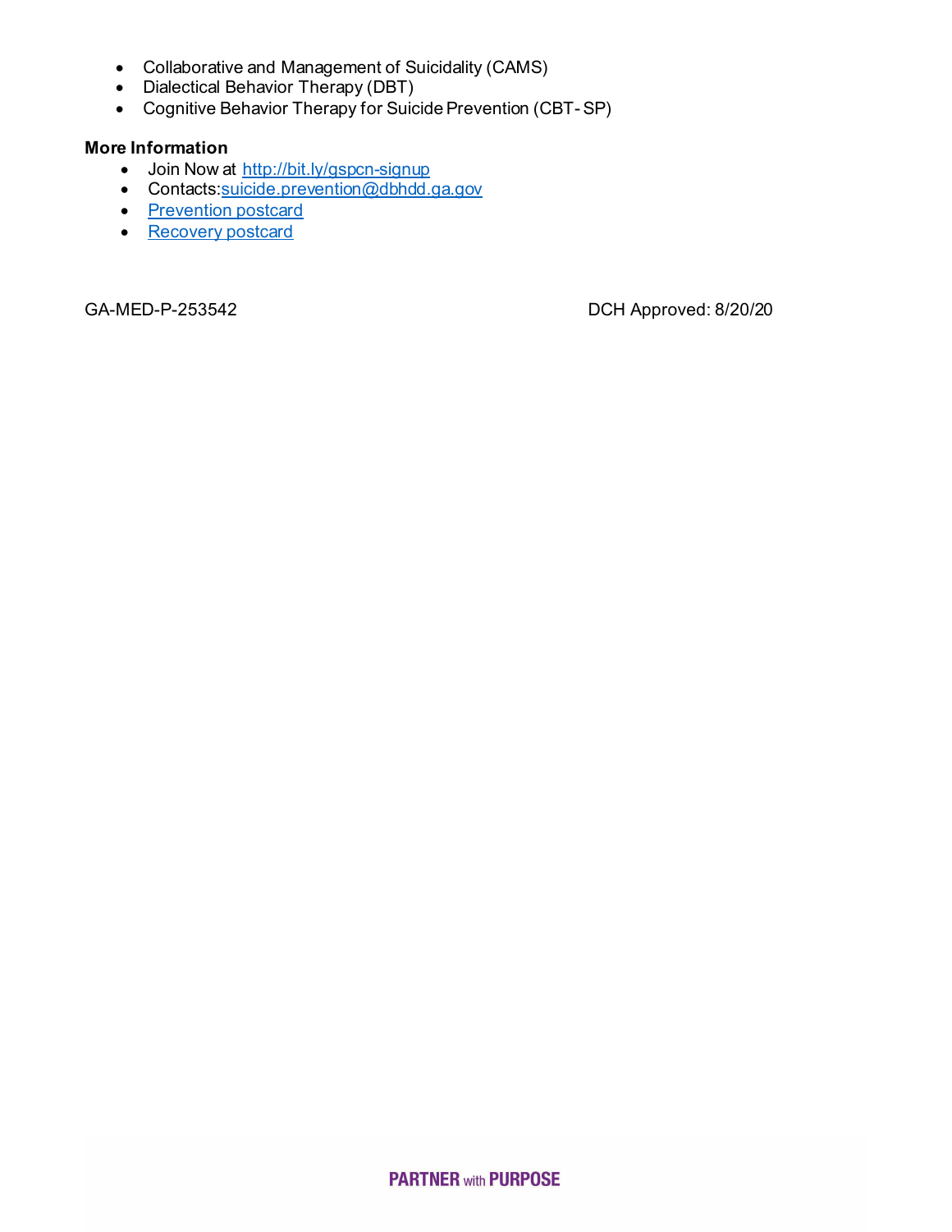- Collaborative and Management of Suicidality (CAMS)
- Dialectical Behavior Therapy (DBT)
- Cognitive Behavior Therapy for Suicide Prevention (CBT- SP)

**More Information**

- Join Now at http://bit.ly/gspcn-signup
- Contacts:suicide.prevention@dbhdd.ga.gov
- Prevention postcard
- Recovery postcard

GA-MED-P-253542 DCH Approved: 8/20/20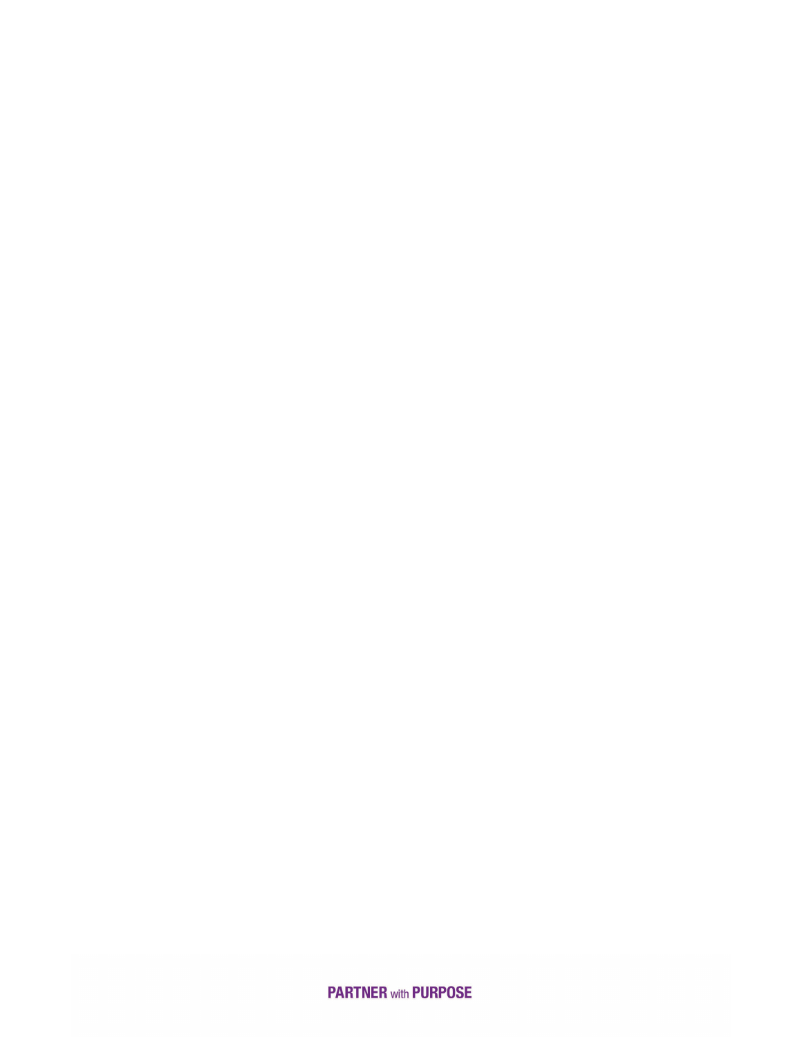**PARTNER** with **PURPOSE**